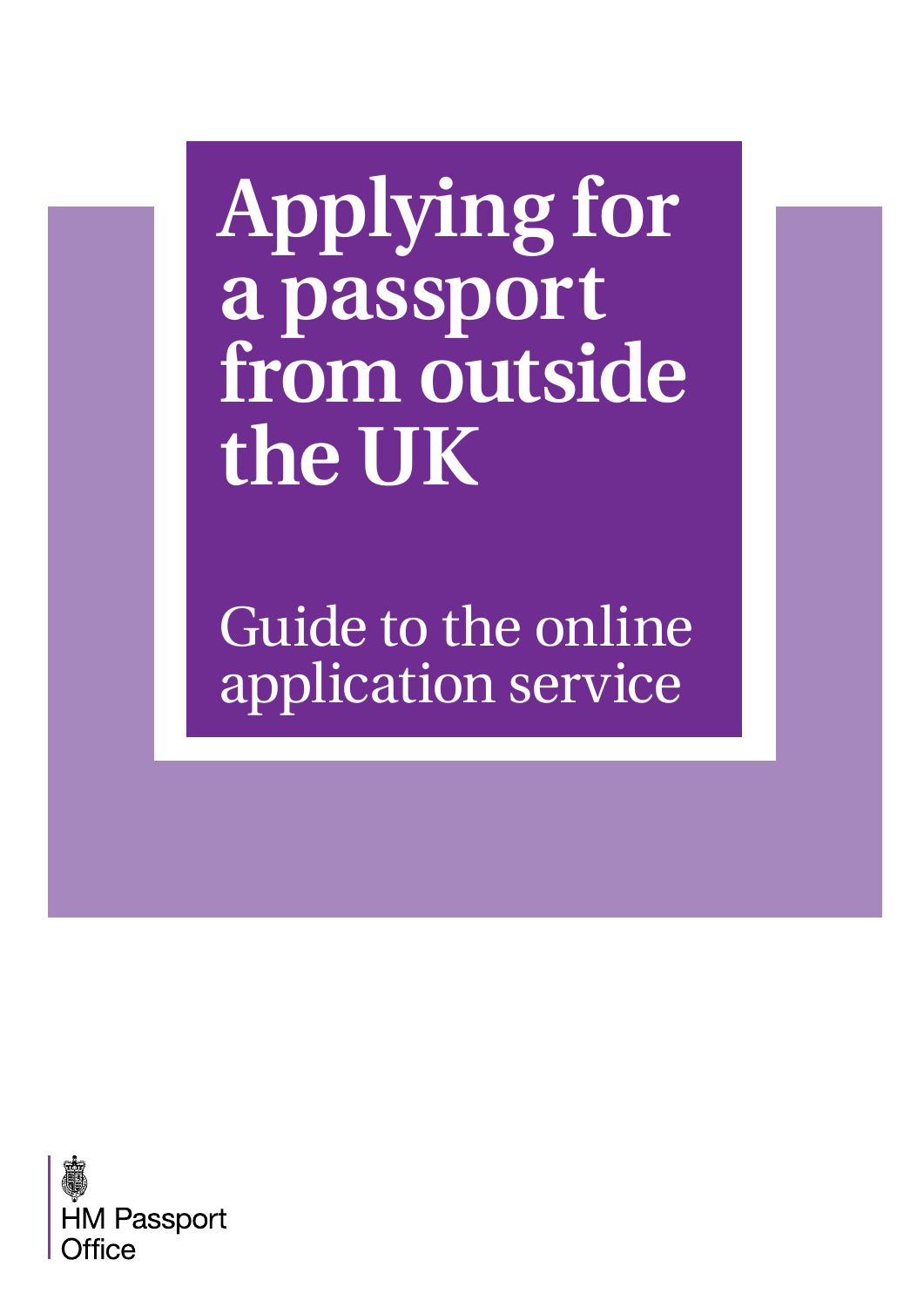# Applying for a passport from outside the UK

## Guide to the online application service

HM Passport Office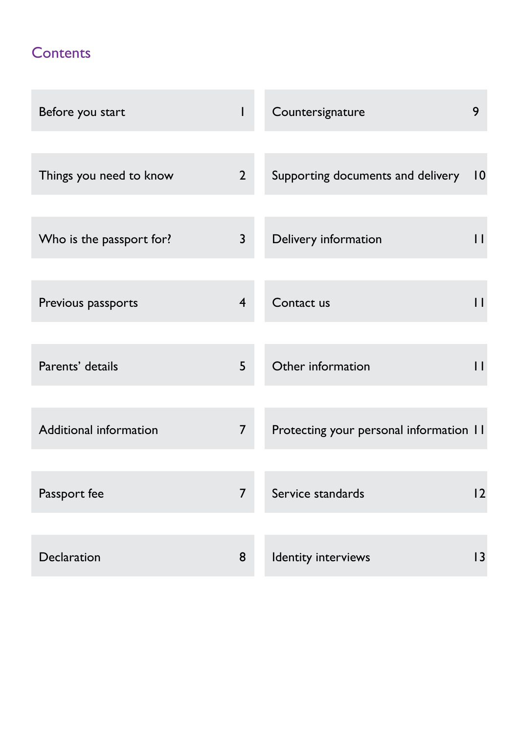## Contents

| Section | Page |
|---|---|
| Before you start | 1 |
| Things you need to know | 2 |
| Who is the passport for? | 3 |
| Previous passports | 4 |
| Parents' details | 5 |
| Additional information | 7 |
| Passport fee | 7 |
| Declaration | 8 |
| Countersignature | 9 |
| Supporting documents and delivery | 10 |
| Delivery information | 11 |
| Contact us | 11 |
| Other information | 11 |
| Protecting your personal information | 11 |
| Service standards | 12 |
| Identity interviews | 13 |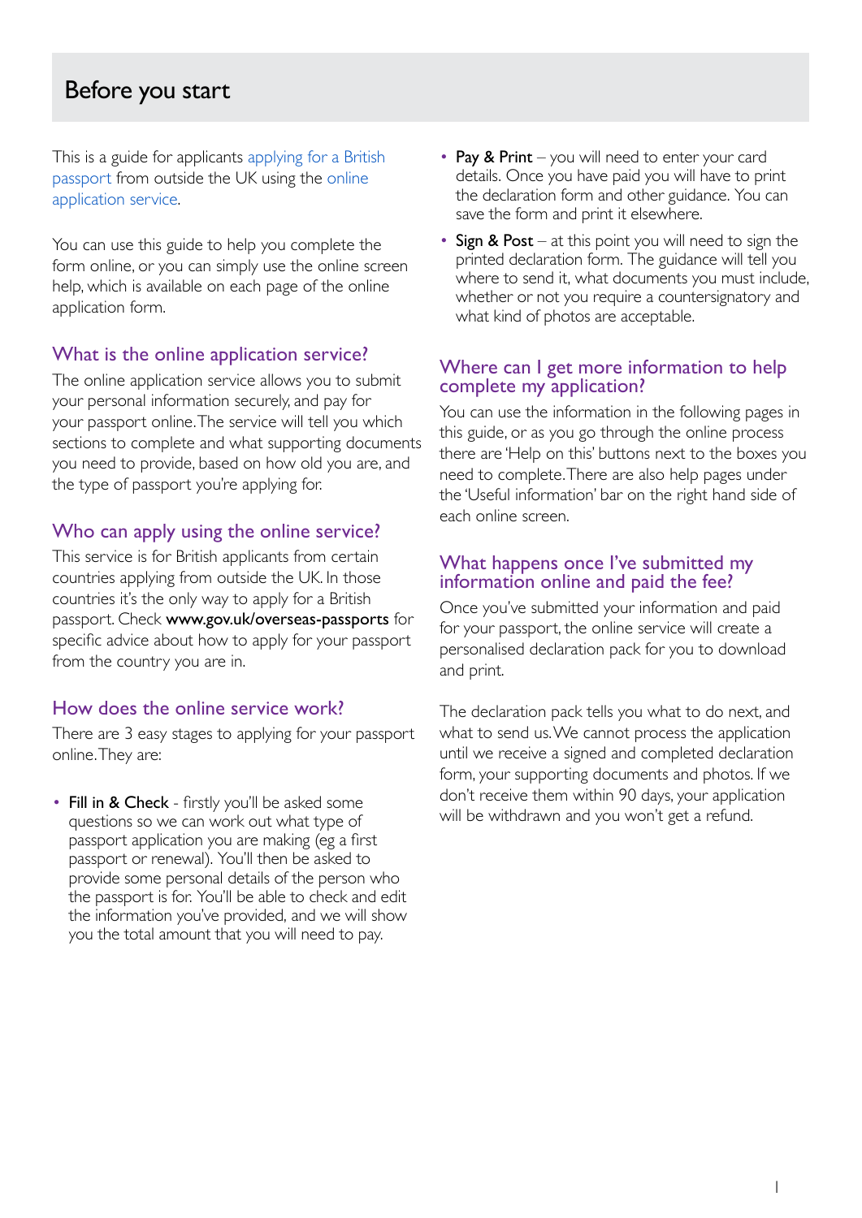# Before you start

This is a guide for applicants applying for a British passport from outside the UK using the online application service.

You can use this guide to help you complete the form online, or you can simply use the online screen help, which is available on each page of the online application form.

## What is the online application service?

The online application service allows you to submit your personal information securely, and pay for your passport online. The service will tell you which sections to complete and what supporting documents you need to provide, based on how old you are, and the type of passport you're applying for.

## Who can apply using the online service?

This service is for British applicants from certain countries applying from outside the UK. In those countries it's the only way to apply for a British passport. Check **www.gov.uk/overseas-passports** for specific advice about how to apply for your passport from the country you are in.

## How does the online service work?

There are 3 easy stages to applying for your passport online. They are:

- **Fill in & Check** - firstly you'll be asked some questions so we can work out what type of passport application you are making (eg a first passport or renewal). You'll then be asked to provide some personal details of the person who the passport is for. You'll be able to check and edit the information you've provided, and we will show you the total amount that you will need to pay.
- **Pay & Print** – you will need to enter your card details. Once you have paid you will have to print the declaration form and other guidance. You can save the form and print it elsewhere.
- **Sign & Post** – at this point you will need to sign the printed declaration form. The guidance will tell you where to send it, what documents you must include, whether or not you require a countersignatory and what kind of photos are acceptable.

## Where can I get more information to help complete my application?

You can use the information in the following pages in this guide, or as you go through the online process there are 'Help on this' buttons next to the boxes you need to complete. There are also help pages under the 'Useful information' bar on the right hand side of each online screen.

## What happens once I've submitted my information online and paid the fee?

Once you've submitted your information and paid for your passport, the online service will create a personalised declaration pack for you to download and print.

The declaration pack tells you what to do next, and what to send us. We cannot process the application until we receive a signed and completed declaration form, your supporting documents and photos. If we don't receive them within 90 days, your application will be withdrawn and you won't get a refund.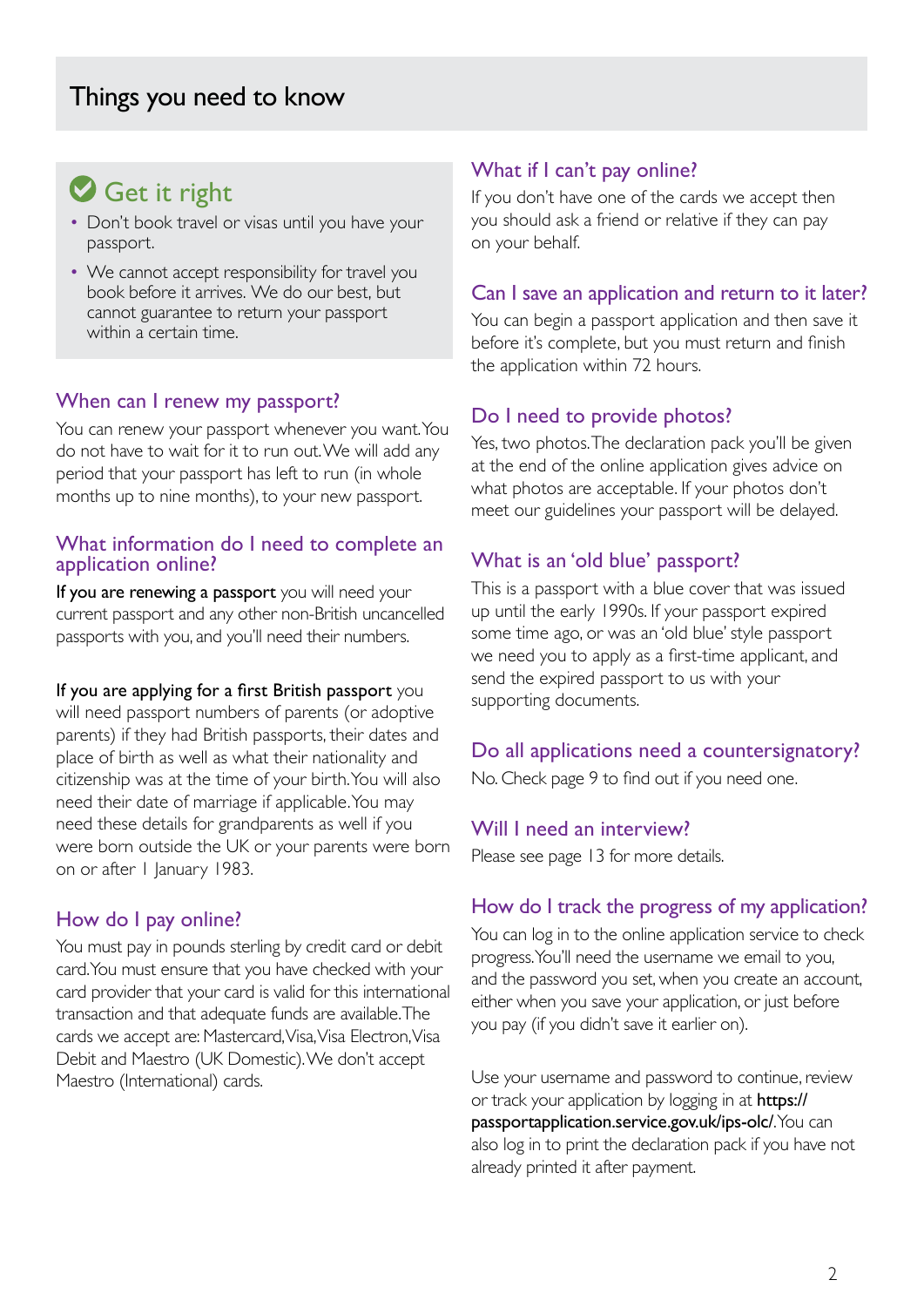# Things you need to know

## Get it right

- Don't book travel or visas until you have your passport.
- We cannot accept responsibility for travel you book before it arrives. We do our best, but cannot guarantee to return your passport within a certain time.

### When can I renew my passport?

You can renew your passport whenever you want. You do not have to wait for it to run out. We will add any period that your passport has left to run (in whole months up to nine months), to your new passport.

### What information do I need to complete an application online?

**If you are renewing a passport** you will need your current passport and any other non-British uncancelled passports with you, and you'll need their numbers.

**If you are applying for a first British passport** you will need passport numbers of parents (or adoptive parents) if they had British passports, their dates and place of birth as well as what their nationality and citizenship was at the time of your birth. You will also need their date of marriage if applicable. You may need these details for grandparents as well if you were born outside the UK or your parents were born on or after 1 January 1983.

### How do I pay online?

You must pay in pounds sterling by credit card or debit card. You must ensure that you have checked with your card provider that your card is valid for this international transaction and that adequate funds are available. The cards we accept are: Mastercard, Visa, Visa Electron, Visa Debit and Maestro (UK Domestic). We don't accept Maestro (International) cards.

### What if I can't pay online?

If you don't have one of the cards we accept then you should ask a friend or relative if they can pay on your behalf.

### Can I save an application and return to it later?

You can begin a passport application and then save it before it's complete, but you must return and finish the application within 72 hours.

### Do I need to provide photos?

Yes, two photos. The declaration pack you'll be given at the end of the online application gives advice on what photos are acceptable. If your photos don't meet our guidelines your passport will be delayed.

### What is an 'old blue' passport?

This is a passport with a blue cover that was issued up until the early 1990s. If your passport expired some time ago, or was an 'old blue' style passport we need you to apply as a first-time applicant, and send the expired passport to us with your supporting documents.

### Do all applications need a countersignatory?

No. Check page 9 to find out if you need one.

### Will I need an interview?

Please see page 13 for more details.

### How do I track the progress of my application?

You can log in to the online application service to check progress. You'll need the username we email to you, and the password you set, when you create an account, either when you save your application, or just before you pay (if you didn't save it earlier on).

Use your username and password to continue, review or track your application by logging in at **https://passportapplication.service.gov.uk/ips-olc/**. You can also log in to print the declaration pack if you have not already printed it after payment.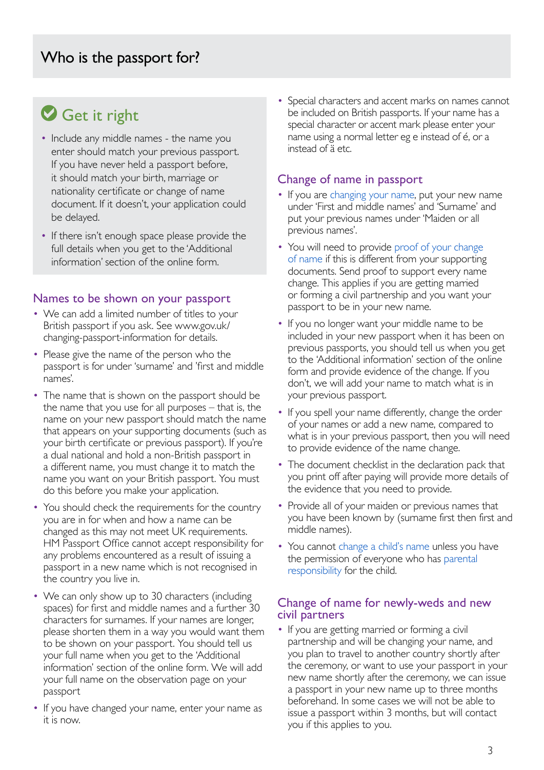# Who is the passport for?

## Get it right

- Include any middle names - the name you enter should match your previous passport. If you have never held a passport before, it should match your birth, marriage or nationality certificate or change of name document. If it doesn't, your application could be delayed.
- If there isn't enough space please provide the full details when you get to the 'Additional information' section of the online form.

## Names to be shown on your passport

- We can add a limited number of titles to your British passport if you ask. See www.gov.uk/changing-passport-information for details.
- Please give the name of the person who the passport is for under 'surname' and 'first and middle names'.
- The name that is shown on the passport should be the name that you use for all purposes – that is, the name on your new passport should match the name that appears on your supporting documents (such as your birth certificate or previous passport). If you're a dual national and hold a non-British passport in a different name, you must change it to match the name you want on your British passport. You must do this before you make your application.
- You should check the requirements for the country you are in for when and how a name can be changed as this may not meet UK requirements. HM Passport Office cannot accept responsibility for any problems encountered as a result of issuing a passport in a new name which is not recognised in the country you live in.
- We can only show up to 30 characters (including spaces) for first and middle names and a further 30 characters for surnames. If your names are longer, please shorten them in a way you would want them to be shown on your passport. You should tell us your full name when you get to the 'Additional information' section of the online form. We will add your full name on the observation page on your passport
- If you have changed your name, enter your name as it is now.
- Special characters and accent marks on names cannot be included on British passports. If your name has a special character or accent mark please enter your name using a normal letter eg e instead of é, or a instead of ä etc.

## Change of name in passport

- If you are changing your name, put your new name under 'First and middle names' and 'Surname' and put your previous names under 'Maiden or all previous names'.
- You will need to provide proof of your change of name if this is different from your supporting documents. Send proof to support every name change. This applies if you are getting married or forming a civil partnership and you want your passport to be in your new name.
- If you no longer want your middle name to be included in your new passport when it has been on previous passports, you should tell us when you get to the 'Additional information' section of the online form and provide evidence of the change. If you don't, we will add your name to match what is in your previous passport.
- If you spell your name differently, change the order of your names or add a new name, compared to what is in your previous passport, then you will need to provide evidence of the name change.
- The document checklist in the declaration pack that you print off after paying will provide more details of the evidence that you need to provide.
- Provide all of your maiden or previous names that you have been known by (surname first then first and middle names).
- You cannot change a child's name unless you have the permission of everyone who has parental responsibility for the child.

## Change of name for newly-weds and new civil partners

- If you are getting married or forming a civil partnership and will be changing your name, and you plan to travel to another country shortly after the ceremony, or want to use your passport in your new name shortly after the ceremony, we can issue a passport in your new name up to three months beforehand. In some cases we will not be able to issue a passport within 3 months, but will contact you if this applies to you.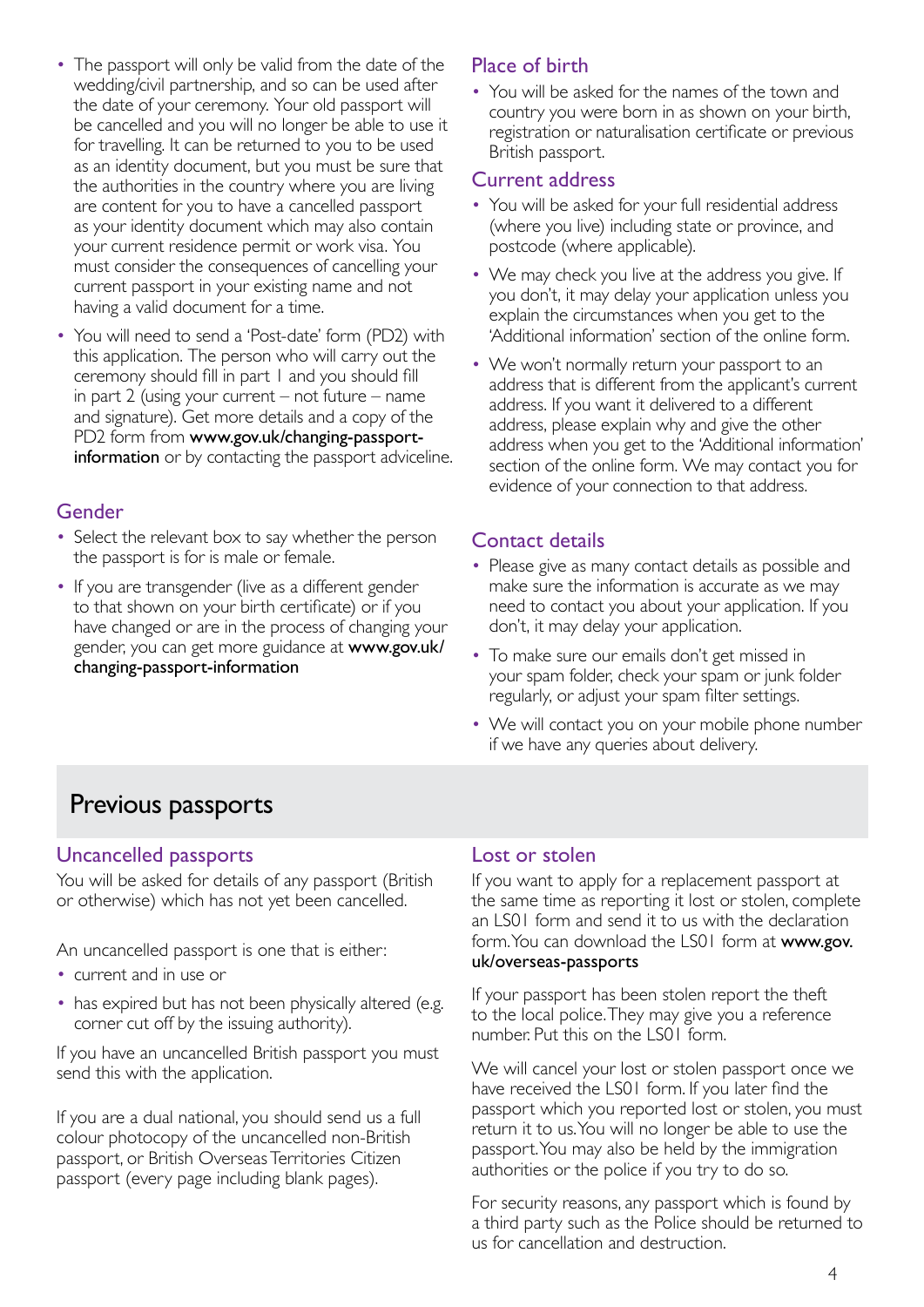- The passport will only be valid from the date of the wedding/civil partnership, and so can be used after the date of your ceremony. Your old passport will be cancelled and you will no longer be able to use it for travelling. It can be returned to you to be used as an identity document, but you must be sure that the authorities in the country where you are living are content for you to have a cancelled passport as your identity document which may also contain your current residence permit or work visa. You must consider the consequences of cancelling your current passport in your existing name and not having a valid document for a time.
- You will need to send a 'Post-date' form (PD2) with this application. The person who will carry out the ceremony should fill in part 1 and you should fill in part 2 (using your current – not future – name and signature). Get more details and a copy of the PD2 form from **www.gov.uk/changing-passport-information** or by contacting the passport adviceline.

### Gender

- Select the relevant box to say whether the person the passport is for is male or female.
- If you are transgender (live as a different gender to that shown on your birth certificate) or if you have changed or are in the process of changing your gender, you can get more guidance at **www.gov.uk/changing-passport-information**

### Place of birth

- You will be asked for the names of the town and country you were born in as shown on your birth, registration or naturalisation certificate or previous British passport.

### Current address

- You will be asked for your full residential address (where you live) including state or province, and postcode (where applicable).
- We may check you live at the address you give. If you don't, it may delay your application unless you explain the circumstances when you get to the 'Additional information' section of the online form.
- We won't normally return your passport to an address that is different from the applicant's current address. If you want it delivered to a different address, please explain why and give the other address when you get to the 'Additional information' section of the online form. We may contact you for evidence of your connection to that address.

### Contact details

- Please give as many contact details as possible and make sure the information is accurate as we may need to contact you about your application. If you don't, it may delay your application.
- To make sure our emails don't get missed in your spam folder, check your spam or junk folder regularly, or adjust your spam filter settings.
- We will contact you on your mobile phone number if we have any queries about delivery.

## Previous passports

### Uncancelled passports

You will be asked for details of any passport (British or otherwise) which has not yet been cancelled.

An uncancelled passport is one that is either:

- current and in use or
- has expired but has not been physically altered (e.g. corner cut off by the issuing authority).

If you have an uncancelled British passport you must send this with the application.

If you are a dual national, you should send us a full colour photocopy of the uncancelled non-British passport, or British Overseas Territories Citizen passport (every page including blank pages).

### Lost or stolen

If you want to apply for a replacement passport at the same time as reporting it lost or stolen, complete an LS01 form and send it to us with the declaration form. You can download the LS01 form at **www.gov.uk/overseas-passports**

If your passport has been stolen report the theft to the local police. They may give you a reference number. Put this on the LS01 form.

We will cancel your lost or stolen passport once we have received the LS01 form. If you later find the passport which you reported lost or stolen, you must return it to us. You will no longer be able to use the passport. You may also be held by the immigration authorities or the police if you try to do so.

For security reasons, any passport which is found by a third party such as the Police should be returned to us for cancellation and destruction.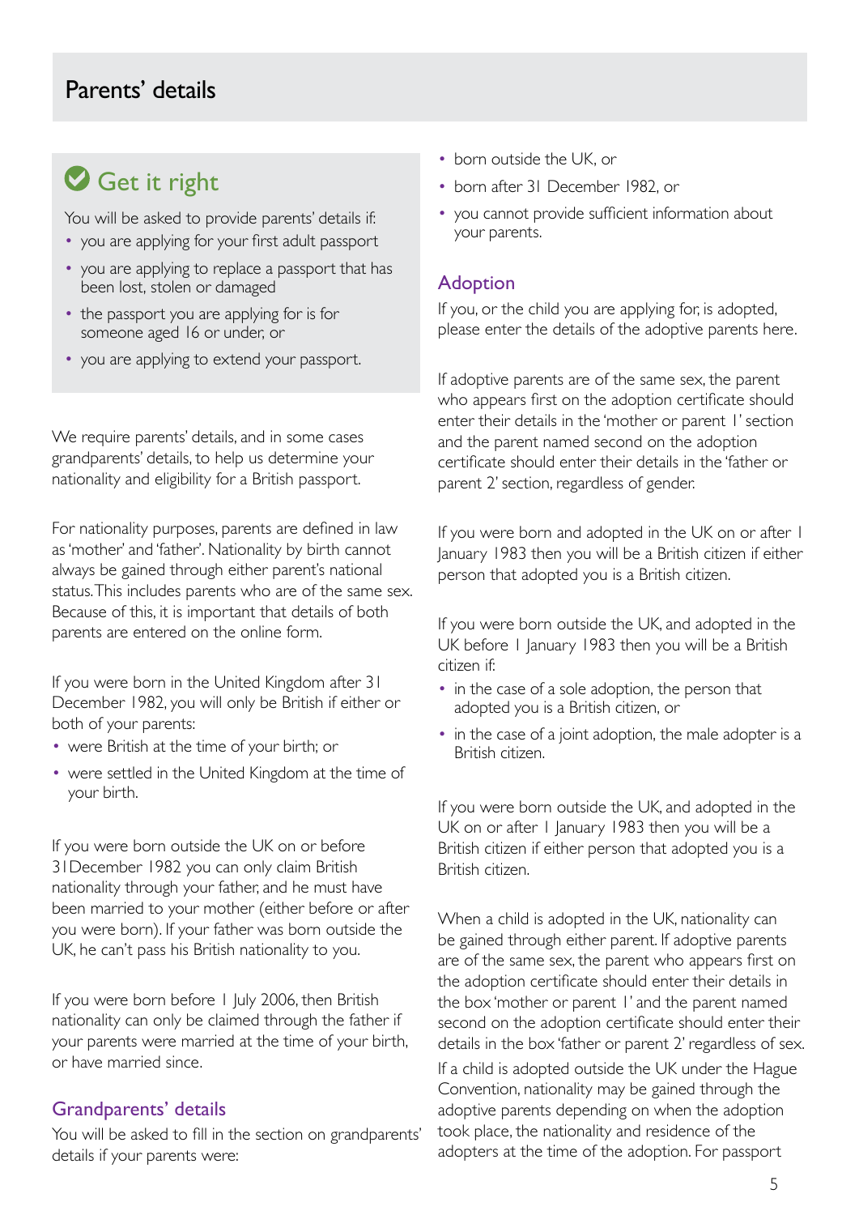# Parents' details

## Get it right

You will be asked to provide parents' details if:

- you are applying for your first adult passport
- you are applying to replace a passport that has been lost, stolen or damaged
- the passport you are applying for is for someone aged 16 or under, or
- you are applying to extend your passport.

We require parents' details, and in some cases grandparents' details, to help us determine your nationality and eligibility for a British passport.

For nationality purposes, parents are defined in law as 'mother' and 'father'. Nationality by birth cannot always be gained through either parent's national status. This includes parents who are of the same sex. Because of this, it is important that details of both parents are entered on the online form.

If you were born in the United Kingdom after 31 December 1982, you will only be British if either or both of your parents:

- were British at the time of your birth; or
- were settled in the United Kingdom at the time of your birth.

If you were born outside the UK on or before 31December 1982 you can only claim British nationality through your father, and he must have been married to your mother (either before or after you were born). If your father was born outside the UK, he can't pass his British nationality to you.

If you were born before 1 July 2006, then British nationality can only be claimed through the father if your parents were married at the time of your birth, or have married since.

## Grandparents' details

You will be asked to fill in the section on grandparents' details if your parents were:

- born outside the UK, or
- born after 31 December 1982, or
- you cannot provide sufficient information about your parents.

## Adoption

If you, or the child you are applying for, is adopted, please enter the details of the adoptive parents here.

If adoptive parents are of the same sex, the parent who appears first on the adoption certificate should enter their details in the 'mother or parent 1' section and the parent named second on the adoption certificate should enter their details in the 'father or parent 2' section, regardless of gender.

If you were born and adopted in the UK on or after 1 January 1983 then you will be a British citizen if either person that adopted you is a British citizen.

If you were born outside the UK, and adopted in the UK before 1 January 1983 then you will be a British citizen if:

- in the case of a sole adoption, the person that adopted you is a British citizen, or
- in the case of a joint adoption, the male adopter is a British citizen.

If you were born outside the UK, and adopted in the UK on or after 1 January 1983 then you will be a British citizen if either person that adopted you is a British citizen.

When a child is adopted in the UK, nationality can be gained through either parent. If adoptive parents are of the same sex, the parent who appears first on the adoption certificate should enter their details in the box 'mother or parent 1' and the parent named second on the adoption certificate should enter their details in the box 'father or parent 2' regardless of sex.

If a child is adopted outside the UK under the Hague Convention, nationality may be gained through the adoptive parents depending on when the adoption took place, the nationality and residence of the adopters at the time of the adoption. For passport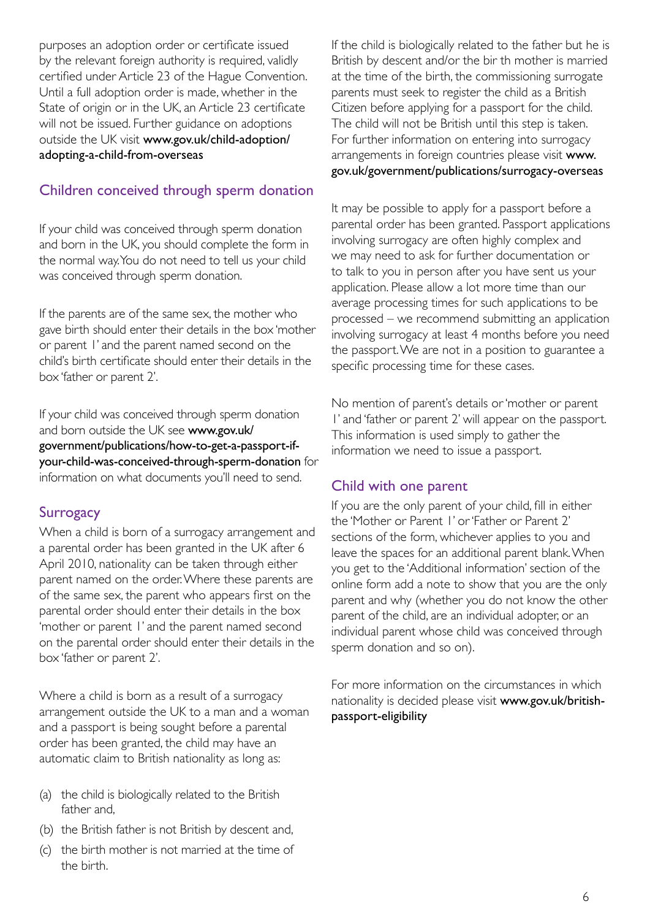purposes an adoption order or certificate issued by the relevant foreign authority is required, validly certified under Article 23 of the Hague Convention. Until a full adoption order is made, whether in the State of origin or in the UK, an Article 23 certificate will not be issued. Further guidance on adoptions outside the UK visit www.gov.uk/child-adoption/adopting-a-child-from-overseas

## Children conceived through sperm donation

If your child was conceived through sperm donation and born in the UK, you should complete the form in the normal way. You do not need to tell us your child was conceived through sperm donation.

If the parents are of the same sex, the mother who gave birth should enter their details in the box 'mother or parent 1' and the parent named second on the child's birth certificate should enter their details in the box 'father or parent 2'.

If your child was conceived through sperm donation and born outside the UK see www.gov.uk/government/publications/how-to-get-a-passport-if-your-child-was-conceived-through-sperm-donation for information on what documents you'll need to send.

## Surrogacy

When a child is born of a surrogacy arrangement and a parental order has been granted in the UK after 6 April 2010, nationality can be taken through either parent named on the order. Where these parents are of the same sex, the parent who appears first on the parental order should enter their details in the box 'mother or parent 1' and the parent named second on the parental order should enter their details in the box 'father or parent 2'.

Where a child is born as a result of a surrogacy arrangement outside the UK to a man and a woman and a passport is being sought before a parental order has been granted, the child may have an automatic claim to British nationality as long as:

(a) the child is biologically related to the British father and,

(b) the British father is not British by descent and,

(c) the birth mother is not married at the time of the birth.

If the child is biologically related to the father but he is British by descent and/or the bir th mother is married at the time of the birth, the commissioning surrogate parents must seek to register the child as a British Citizen before applying for a passport for the child. The child will not be British until this step is taken. For further information on entering into surrogacy arrangements in foreign countries please visit www.gov.uk/government/publications/surrogacy-overseas

It may be possible to apply for a passport before a parental order has been granted. Passport applications involving surrogacy are often highly complex and we may need to ask for further documentation or to talk to you in person after you have sent us your application. Please allow a lot more time than our average processing times for such applications to be processed – we recommend submitting an application involving surrogacy at least 4 months before you need the passport. We are not in a position to guarantee a specific processing time for these cases.

No mention of parent's details or 'mother or parent 1' and 'father or parent 2' will appear on the passport. This information is used simply to gather the information we need to issue a passport.

## Child with one parent

If you are the only parent of your child, fill in either the 'Mother or Parent 1' or 'Father or Parent 2' sections of the form, whichever applies to you and leave the spaces for an additional parent blank. When you get to the 'Additional information' section of the online form add a note to show that you are the only parent and why (whether you do not know the other parent of the child, are an individual adopter, or an individual parent whose child was conceived through sperm donation and so on).

For more information on the circumstances in which nationality is decided please visit www.gov.uk/british-passport-eligibility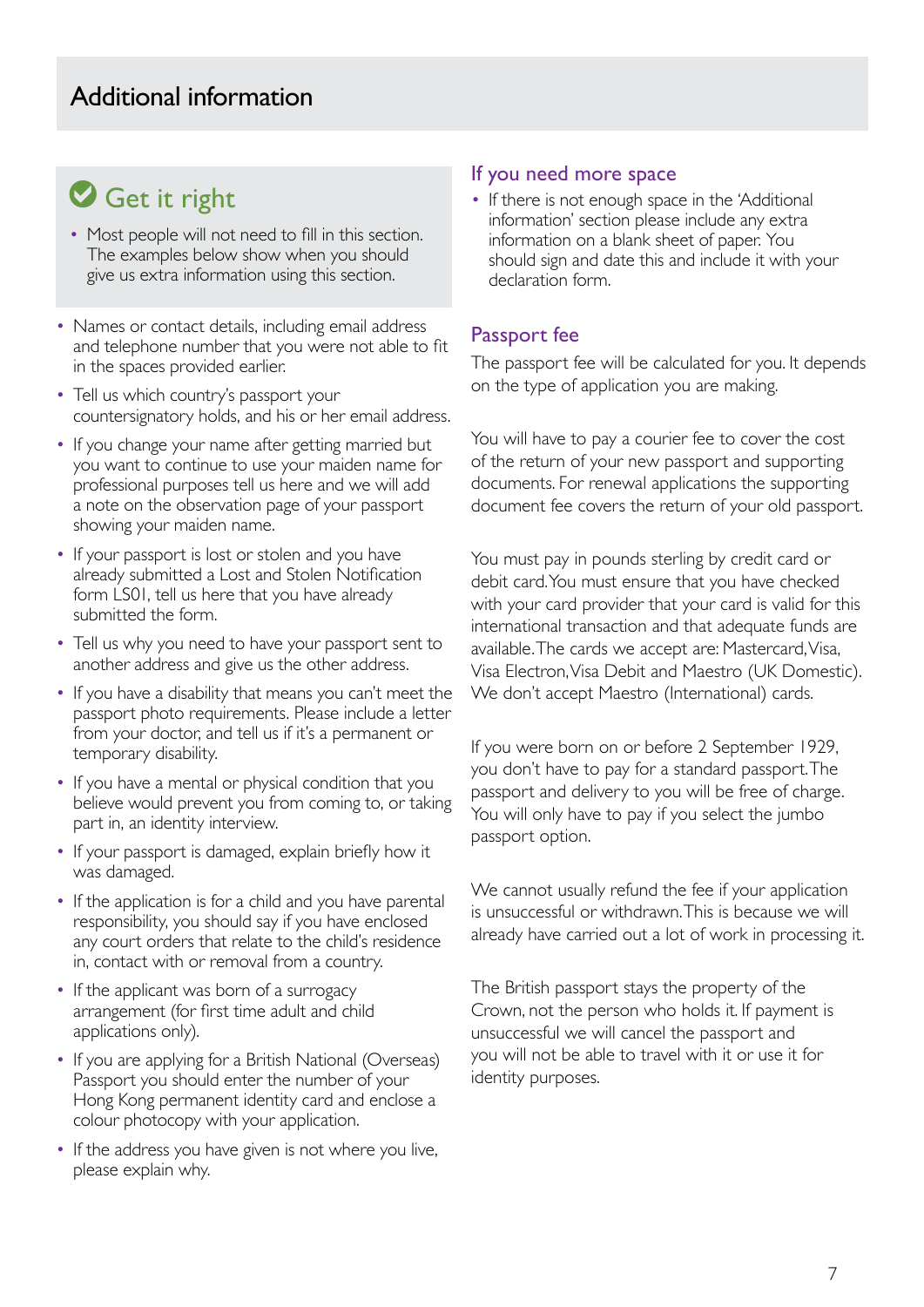# Additional information

## Get it right

- Most people will not need to fill in this section. The examples below show when you should give us extra information using this section.

- Names or contact details, including email address and telephone number that you were not able to fit in the spaces provided earlier.
- Tell us which country's passport your countersignatory holds, and his or her email address.
- If you change your name after getting married but you want to continue to use your maiden name for professional purposes tell us here and we will add a note on the observation page of your passport showing your maiden name.
- If your passport is lost or stolen and you have already submitted a Lost and Stolen Notification form LS01, tell us here that you have already submitted the form.
- Tell us why you need to have your passport sent to another address and give us the other address.
- If you have a disability that means you can't meet the passport photo requirements. Please include a letter from your doctor, and tell us if it's a permanent or temporary disability.
- If you have a mental or physical condition that you believe would prevent you from coming to, or taking part in, an identity interview.
- If your passport is damaged, explain briefly how it was damaged.
- If the application is for a child and you have parental responsibility, you should say if you have enclosed any court orders that relate to the child's residence in, contact with or removal from a country.
- If the applicant was born of a surrogacy arrangement (for first time adult and child applications only).
- If you are applying for a British National (Overseas) Passport you should enter the number of your Hong Kong permanent identity card and enclose a colour photocopy with your application.
- If the address you have given is not where you live, please explain why.

## If you need more space

- If there is not enough space in the 'Additional information' section please include any extra information on a blank sheet of paper. You should sign and date this and include it with your declaration form.

## Passport fee

The passport fee will be calculated for you. It depends on the type of application you are making.

You will have to pay a courier fee to cover the cost of the return of your new passport and supporting documents. For renewal applications the supporting document fee covers the return of your old passport.

You must pay in pounds sterling by credit card or debit card. You must ensure that you have checked with your card provider that your card is valid for this international transaction and that adequate funds are available. The cards we accept are: Mastercard, Visa, Visa Electron, Visa Debit and Maestro (UK Domestic). We don't accept Maestro (International) cards.

If you were born on or before 2 September 1929, you don't have to pay for a standard passport. The passport and delivery to you will be free of charge. You will only have to pay if you select the jumbo passport option.

We cannot usually refund the fee if your application is unsuccessful or withdrawn. This is because we will already have carried out a lot of work in processing it.

The British passport stays the property of the Crown, not the person who holds it. If payment is unsuccessful we will cancel the passport and you will not be able to travel with it or use it for identity purposes.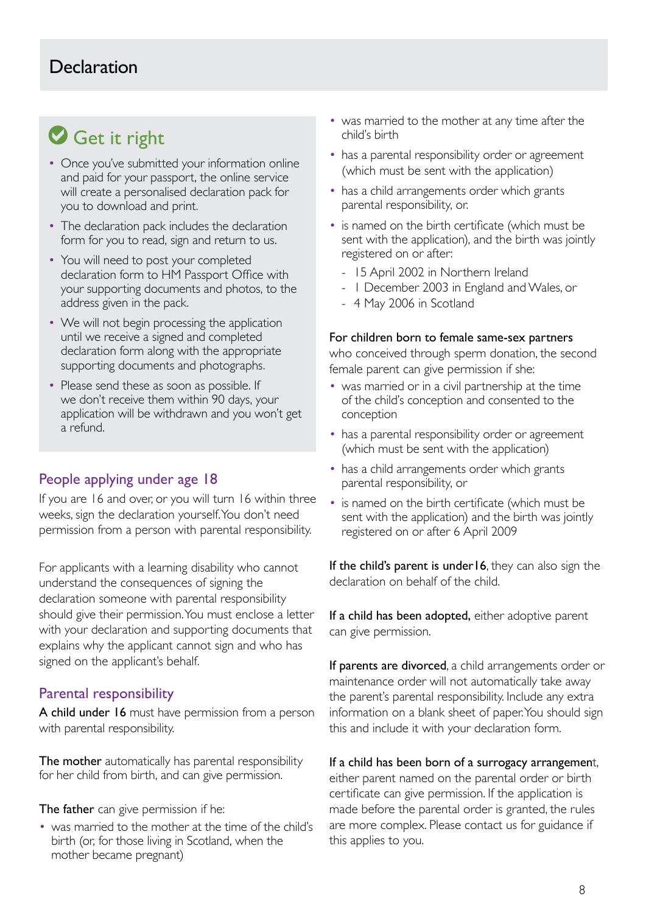# Declaration

## Get it right

- Once you've submitted your information online and paid for your passport, the online service will create a personalised declaration pack for you to download and print.
- The declaration pack includes the declaration form for you to read, sign and return to us.
- You will need to post your completed declaration form to HM Passport Office with your supporting documents and photos, to the address given in the pack.
- We will not begin processing the application until we receive a signed and completed declaration form along with the appropriate supporting documents and photographs.
- Please send these as soon as possible. If we don't receive them within 90 days, your application will be withdrawn and you won't get a refund.

## People applying under age 18

If you are 16 and over, or you will turn 16 within three weeks, sign the declaration yourself. You don't need permission from a person with parental responsibility.

For applicants with a learning disability who cannot understand the consequences of signing the declaration someone with parental responsibility should give their permission. You must enclose a letter with your declaration and supporting documents that explains why the applicant cannot sign and who has signed on the applicant's behalf.

## Parental responsibility

**A child under 16** must have permission from a person with parental responsibility.

**The mother** automatically has parental responsibility for her child from birth, and can give permission.

**The father** can give permission if he:

- was married to the mother at the time of the child's birth (or, for those living in Scotland, when the mother became pregnant)
- was married to the mother at any time after the child's birth
- has a parental responsibility order or agreement (which must be sent with the application)
- has a child arrangements order which grants parental responsibility, or.
- is named on the birth certificate (which must be sent with the application), and the birth was jointly registered on or after:
  - 15 April 2002 in Northern Ireland
  - 1 December 2003 in England and Wales, or
  - 4 May 2006 in Scotland

**For children born to female same-sex partners** who conceived through sperm donation, the second female parent can give permission if she:

- was married or in a civil partnership at the time of the child's conception and consented to the conception
- has a parental responsibility order or agreement (which must be sent with the application)
- has a child arrangements order which grants parental responsibility, or
- is named on the birth certificate (which must be sent with the application) and the birth was jointly registered on or after 6 April 2009

**If the child's parent is under 16**, they can also sign the declaration on behalf of the child.

**If a child has been adopted,** either adoptive parent can give permission.

**If parents are divorced**, a child arrangements order or maintenance order will not automatically take away the parent's parental responsibility. Include any extra information on a blank sheet of paper. You should sign this and include it with your declaration form.

**If a child has been born of a surrogacy arrangement**, either parent named on the parental order or birth certificate can give permission. If the application is made before the parental order is granted, the rules are more complex. Please contact us for guidance if this applies to you.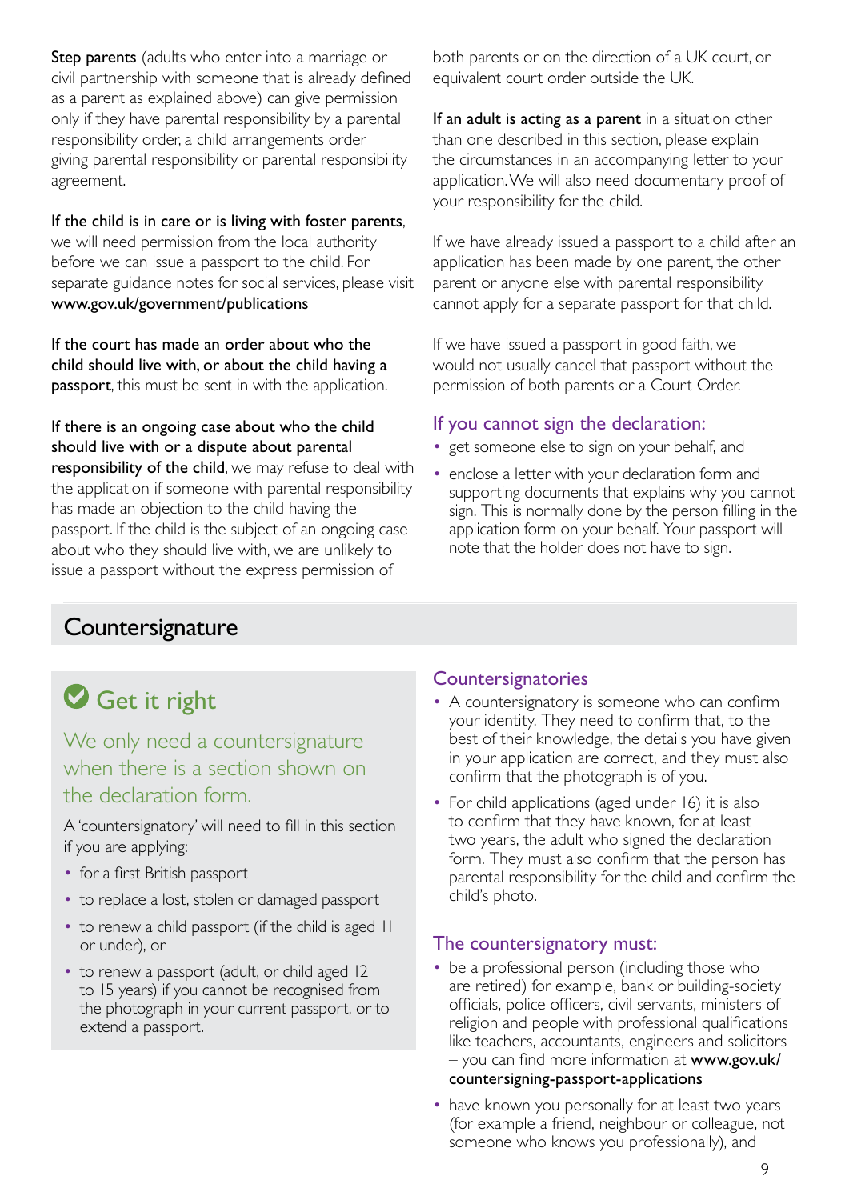**Step parents** (adults who enter into a marriage or civil partnership with someone that is already defined as a parent as explained above) can give permission only if they have parental responsibility by a parental responsibility order, a child arrangements order giving parental responsibility or parental responsibility agreement.

**If the child is in care or is living with foster parents**, we will need permission from the local authority before we can issue a passport to the child. For separate guidance notes for social services, please visit **www.gov.uk/government/publications**

**If the court has made an order about who the child should live with, or about the child having a passport**, this must be sent in with the application.

**If there is an ongoing case about who the child should live with or a dispute about parental responsibility of the child**, we may refuse to deal with the application if someone with parental responsibility has made an objection to the child having the passport. If the child is the subject of an ongoing case about who they should live with, we are unlikely to issue a passport without the express permission of both parents or on the direction of a UK court, or equivalent court order outside the UK.

**If an adult is acting as a parent** in a situation other than one described in this section, please explain the circumstances in an accompanying letter to your application. We will also need documentary proof of your responsibility for the child.

If we have already issued a passport to a child after an application has been made by one parent, the other parent or anyone else with parental responsibility cannot apply for a separate passport for that child.

If we have issued a passport in good faith, we would not usually cancel that passport without the permission of both parents or a Court Order.

### If you cannot sign the declaration:

- get someone else to sign on your behalf, and
- enclose a letter with your declaration form and supporting documents that explains why you cannot sign. This is normally done by the person filling in the application form on your behalf. Your passport will note that the holder does not have to sign.

## Countersignature

### Get it right

We only need a countersignature when there is a section shown on the declaration form.

A 'countersignatory' will need to fill in this section if you are applying:

- for a first British passport
- to replace a lost, stolen or damaged passport
- to renew a child passport (if the child is aged 11 or under), or
- to renew a passport (adult, or child aged 12 to 15 years) if you cannot be recognised from the photograph in your current passport, or to extend a passport.

### Countersignatories

- A countersignatory is someone who can confirm your identity. They need to confirm that, to the best of their knowledge, the details you have given in your application are correct, and they must also confirm that the photograph is of you.
- For child applications (aged under 16) it is also to confirm that they have known, for at least two years, the adult who signed the declaration form. They must also confirm that the person has parental responsibility for the child and confirm the child's photo.

### The countersignatory must:

- be a professional person (including those who are retired) for example, bank or building-society officials, police officers, civil servants, ministers of religion and people with professional qualifications like teachers, accountants, engineers and solicitors – you can find more information at **www.gov.uk/countersigning-passport-applications**
- have known you personally for at least two years (for example a friend, neighbour or colleague, not someone who knows you professionally), and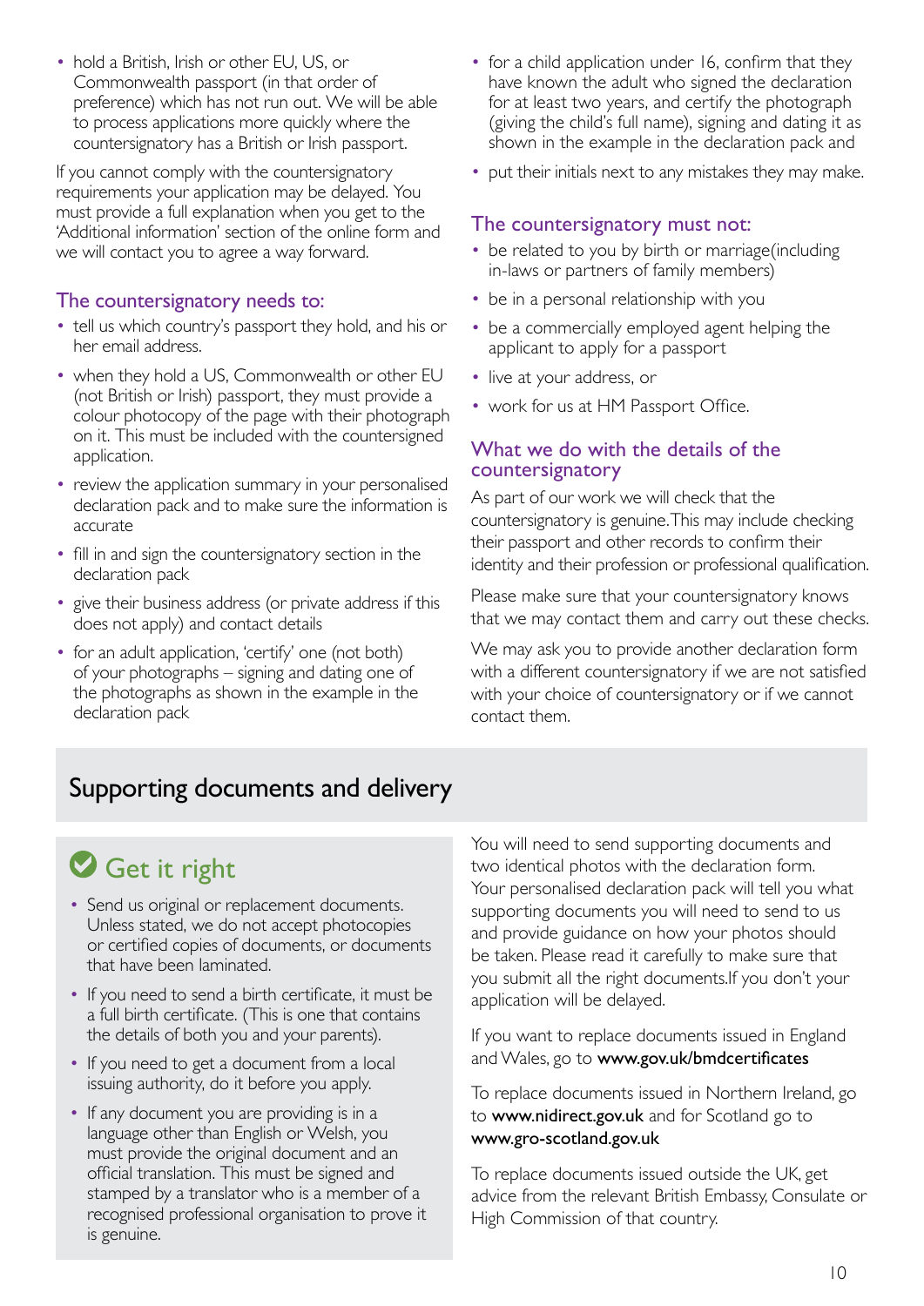- hold a British, Irish or other EU, US, or Commonwealth passport (in that order of preference) which has not run out. We will be able to process applications more quickly where the countersignatory has a British or Irish passport.

If you cannot comply with the countersignatory requirements your application may be delayed. You must provide a full explanation when you get to the 'Additional information' section of the online form and we will contact you to agree a way forward.

### The countersignatory needs to:

- tell us which country's passport they hold, and his or her email address.
- when they hold a US, Commonwealth or other EU (not British or Irish) passport, they must provide a colour photocopy of the page with their photograph on it. This must be included with the countersigned application.
- review the application summary in your personalised declaration pack and to make sure the information is accurate
- fill in and sign the countersignatory section in the declaration pack
- give their business address (or private address if this does not apply) and contact details
- for an adult application, 'certify' one (not both) of your photographs – signing and dating one of the photographs as shown in the example in the declaration pack
- for a child application under 16, confirm that they have known the adult who signed the declaration for at least two years, and certify the photograph (giving the child's full name), signing and dating it as shown in the example in the declaration pack and
- put their initials next to any mistakes they may make.

### The countersignatory must not:

- be related to you by birth or marriage(including in-laws or partners of family members)
- be in a personal relationship with you
- be a commercially employed agent helping the applicant to apply for a passport
- live at your address, or
- work for us at HM Passport Office.

### What we do with the details of the countersignatory

As part of our work we will check that the countersignatory is genuine.This may include checking their passport and other records to confirm their identity and their profession or professional qualification.

Please make sure that your countersignatory knows that we may contact them and carry out these checks.

We may ask you to provide another declaration form with a different countersignatory if we are not satisfied with your choice of countersignatory or if we cannot contact them.

## Supporting documents and delivery

### Get it right

- Send us original or replacement documents. Unless stated, we do not accept photocopies or certified copies of documents, or documents that have been laminated.
- If you need to send a birth certificate, it must be a full birth certificate. (This is one that contains the details of both you and your parents).
- If you need to get a document from a local issuing authority, do it before you apply.
- If any document you are providing is in a language other than English or Welsh, you must provide the original document and an official translation. This must be signed and stamped by a translator who is a member of a recognised professional organisation to prove it is genuine.

You will need to send supporting documents and two identical photos with the declaration form. Your personalised declaration pack will tell you what supporting documents you will need to send to us and provide guidance on how your photos should be taken. Please read it carefully to make sure that you submit all the right documents.If you don't your application will be delayed.

If you want to replace documents issued in England and Wales, go to **www.gov.uk/bmdcertificates**

To replace documents issued in Northern Ireland, go to **www.nidirect.gov.uk** and for Scotland go to **www.gro-scotland.gov.uk**

To replace documents issued outside the UK, get advice from the relevant British Embassy, Consulate or High Commission of that country.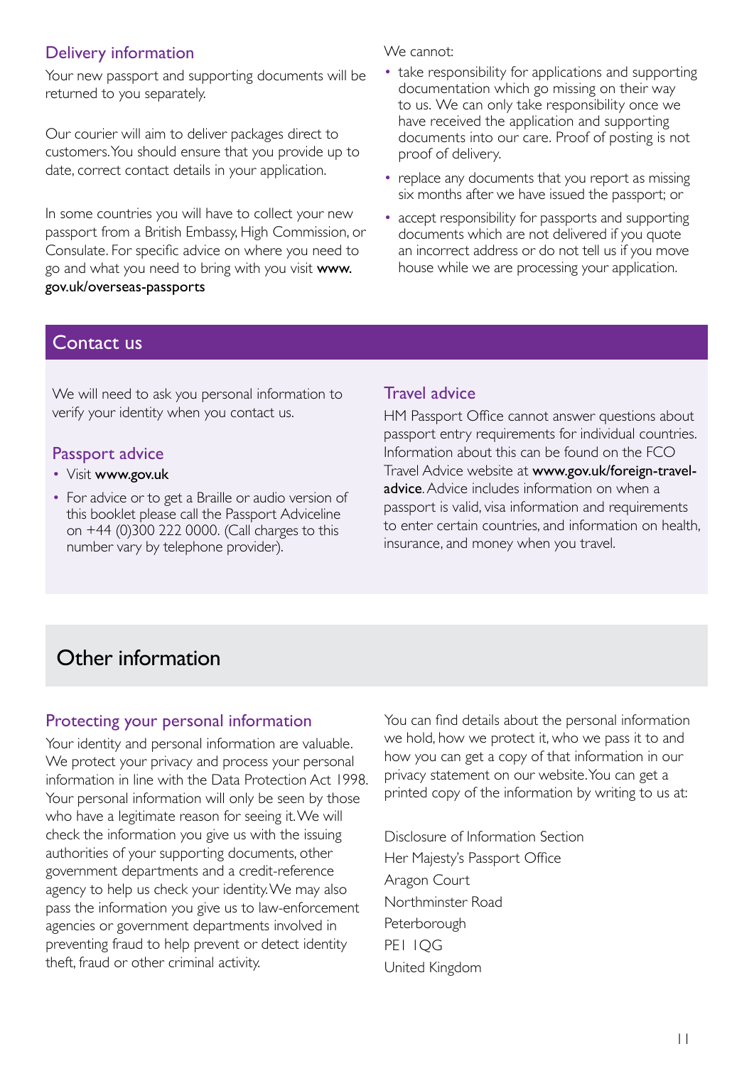## Delivery information

Your new passport and supporting documents will be returned to you separately.

Our courier will aim to deliver packages direct to customers. You should ensure that you provide up to date, correct contact details in your application.

In some countries you will have to collect your new passport from a British Embassy, High Commission, or Consulate. For specific advice on where you need to go and what you need to bring with you visit **www.gov.uk/overseas-passports**

We cannot:

- take responsibility for applications and supporting documentation which go missing on their way to us. We can only take responsibility once we have received the application and supporting documents into our care. Proof of posting is not proof of delivery.
- replace any documents that you report as missing six months after we have issued the passport; or
- accept responsibility for passports and supporting documents which are not delivered if you quote an incorrect address or do not tell us if you move house while we are processing your application.

## Contact us

We will need to ask you personal information to verify your identity when you contact us.

### Passport advice

- Visit **www.gov.uk**
- For advice or to get a Braille or audio version of this booklet please call the Passport Adviceline on +44 (0)300 222 0000. (Call charges to this number vary by telephone provider).

### Travel advice

HM Passport Office cannot answer questions about passport entry requirements for individual countries. Information about this can be found on the FCO Travel Advice website at **www.gov.uk/foreign-travel-advice**. Advice includes information on when a passport is valid, visa information and requirements to enter certain countries, and information on health, insurance, and money when you travel.

## Other information

### Protecting your personal information

Your identity and personal information are valuable. We protect your privacy and process your personal information in line with the Data Protection Act 1998. Your personal information will only be seen by those who have a legitimate reason for seeing it. We will check the information you give us with the issuing authorities of your supporting documents, other government departments and a credit-reference agency to help us check your identity. We may also pass the information you give us to law-enforcement agencies or government departments involved in preventing fraud to help prevent or detect identity theft, fraud or other criminal activity.

You can find details about the personal information we hold, how we protect it, who we pass it to and how you can get a copy of that information in our privacy statement on our website. You can get a printed copy of the information by writing to us at:

Disclosure of Information Section
Her Majesty's Passport Office
Aragon Court
Northminster Road
Peterborough
PE1 1QG
United Kingdom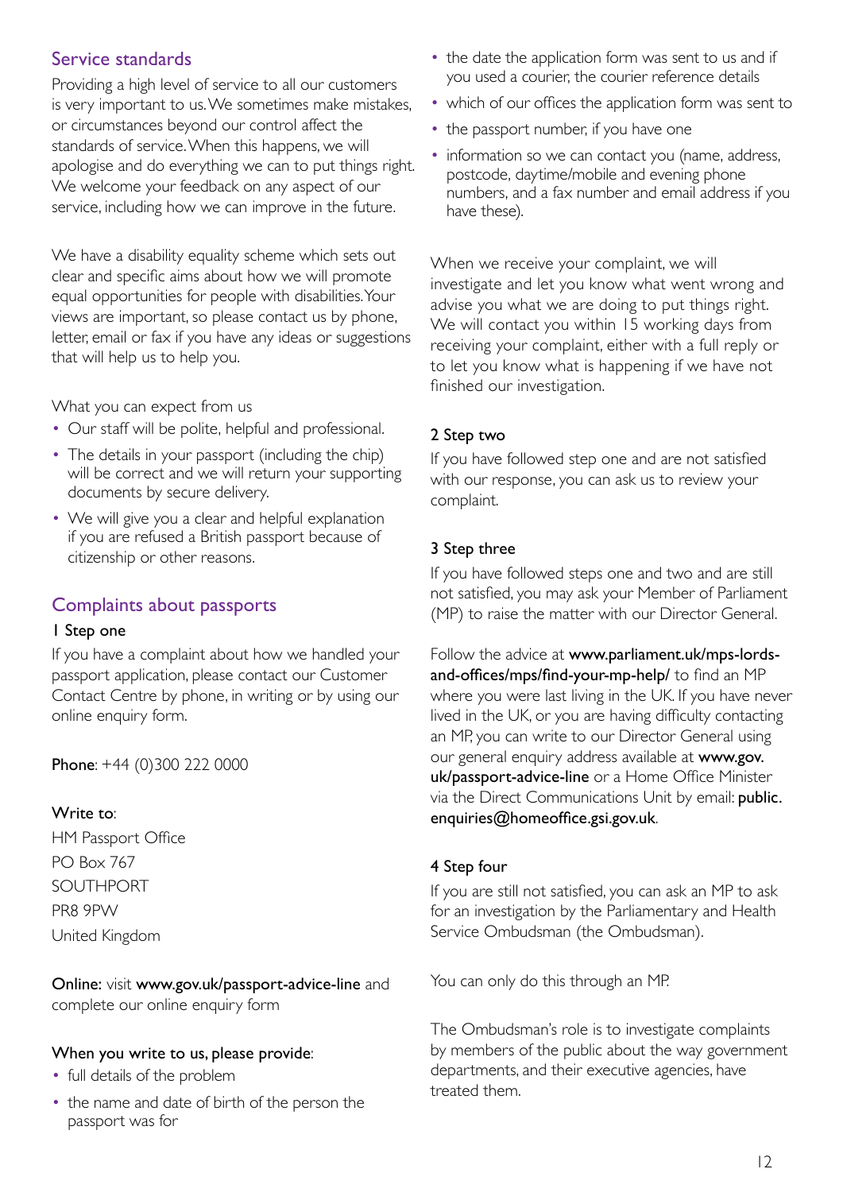## Service standards

Providing a high level of service to all our customers is very important to us. We sometimes make mistakes, or circumstances beyond our control affect the standards of service. When this happens, we will apologise and do everything we can to put things right. We welcome your feedback on any aspect of our service, including how we can improve in the future.

We have a disability equality scheme which sets out clear and specific aims about how we will promote equal opportunities for people with disabilities. Your views are important, so please contact us by phone, letter, email or fax if you have any ideas or suggestions that will help us to help you.

What you can expect from us

- Our staff will be polite, helpful and professional.
- The details in your passport (including the chip) will be correct and we will return your supporting documents by secure delivery.
- We will give you a clear and helpful explanation if you are refused a British passport because of citizenship or other reasons.

## Complaints about passports

### 1 Step one

If you have a complaint about how we handled your passport application, please contact our Customer Contact Centre by phone, in writing or by using our online enquiry form.

**Phone**: +44 (0)300 222 0000

**Write to**:

HM Passport Office
PO Box 767
SOUTHPORT
PR8 9PW
United Kingdom

**Online:** visit **www.gov.uk/passport-advice-line** and complete our online enquiry form

**When you write to us, please provide**:

- full details of the problem
- the name and date of birth of the person the passport was for
- the date the application form was sent to us and if you used a courier, the courier reference details
- which of our offices the application form was sent to
- the passport number, if you have one
- information so we can contact you (name, address, postcode, daytime/mobile and evening phone numbers, and a fax number and email address if you have these).

When we receive your complaint, we will investigate and let you know what went wrong and advise you what we are doing to put things right. We will contact you within 15 working days from receiving your complaint, either with a full reply or to let you know what is happening if we have not finished our investigation.

### 2 Step two

If you have followed step one and are not satisfied with our response, you can ask us to review your complaint.

### 3 Step three

If you have followed steps one and two and are still not satisfied, you may ask your Member of Parliament (MP) to raise the matter with our Director General.

Follow the advice at **www.parliament.uk/mps-lords-and-offices/mps/find-your-mp-help/** to find an MP where you were last living in the UK. If you have never lived in the UK, or you are having difficulty contacting an MP, you can write to our Director General using our general enquiry address available at **www.gov.uk/passport-advice-line** or a Home Office Minister via the Direct Communications Unit by email: **public.enquiries@homeoffice.gsi.gov.uk**.

### 4 Step four

If you are still not satisfied, you can ask an MP to ask for an investigation by the Parliamentary and Health Service Ombudsman (the Ombudsman).

You can only do this through an MP.

The Ombudsman's role is to investigate complaints by members of the public about the way government departments, and their executive agencies, have treated them.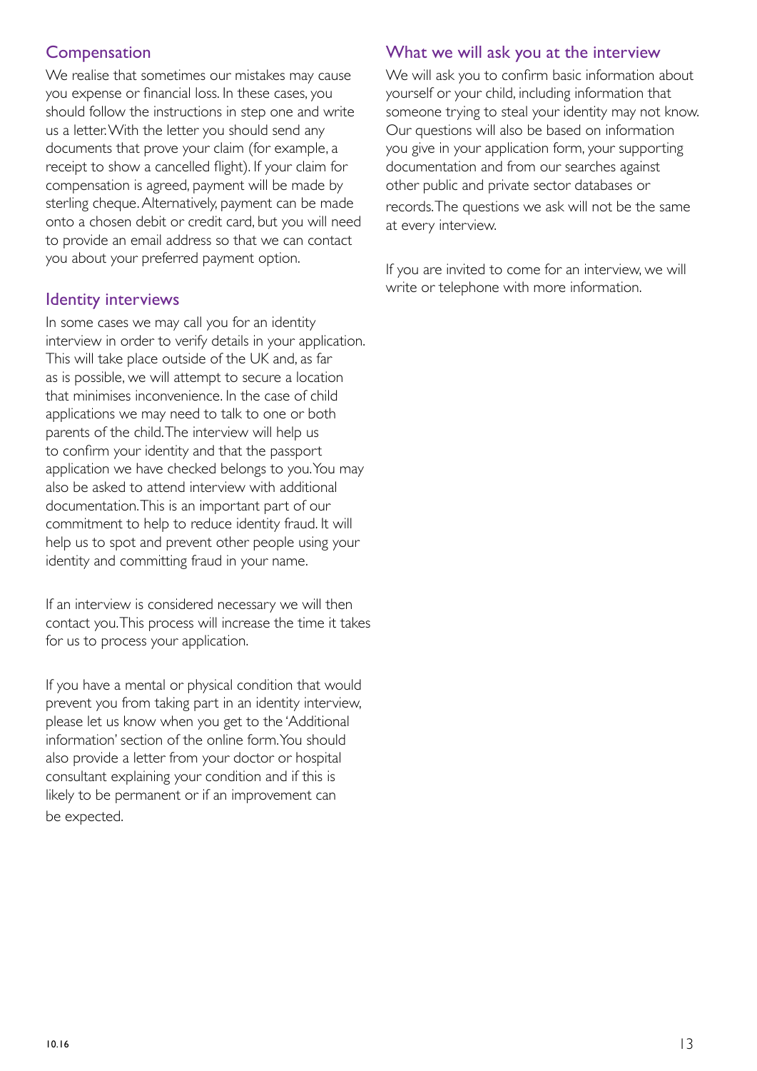## Compensation

We realise that sometimes our mistakes may cause you expense or financial loss. In these cases, you should follow the instructions in step one and write us a letter. With the letter you should send any documents that prove your claim (for example, a receipt to show a cancelled flight). If your claim for compensation is agreed, payment will be made by sterling cheque. Alternatively, payment can be made onto a chosen debit or credit card, but you will need to provide an email address so that we can contact you about your preferred payment option.

## Identity interviews

In some cases we may call you for an identity interview in order to verify details in your application. This will take place outside of the UK and, as far as is possible, we will attempt to secure a location that minimises inconvenience. In the case of child applications we may need to talk to one or both parents of the child. The interview will help us to confirm your identity and that the passport application we have checked belongs to you. You may also be asked to attend interview with additional documentation. This is an important part of our commitment to help to reduce identity fraud. It will help us to spot and prevent other people using your identity and committing fraud in your name.

If an interview is considered necessary we will then contact you. This process will increase the time it takes for us to process your application.

If you have a mental or physical condition that would prevent you from taking part in an identity interview, please let us know when you get to the 'Additional information' section of the online form. You should also provide a letter from your doctor or hospital consultant explaining your condition and if this is likely to be permanent or if an improvement can be expected.

## What we will ask you at the interview

We will ask you to confirm basic information about yourself or your child, including information that someone trying to steal your identity may not know. Our questions will also be based on information you give in your application form, your supporting documentation and from our searches against other public and private sector databases or records. The questions we ask will not be the same at every interview.

If you are invited to come for an interview, we will write or telephone with more information.

10.16